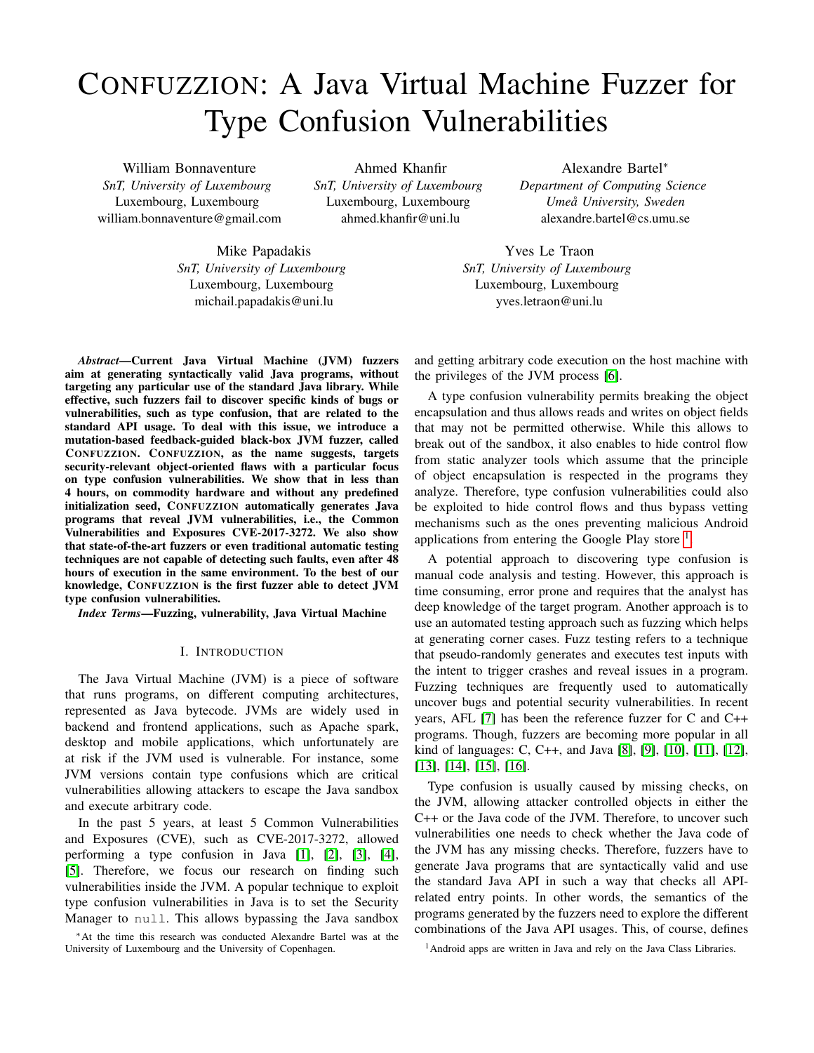# CONFUZZION: A Java Virtual Machine Fuzzer for Type Confusion Vulnerabilities

William Bonnaventure
*SnT, University of Luxembourg*
Luxembourg, Luxembourg
william.bonnaventure@gmail.com

Ahmed Khanfir
*SnT, University of Luxembourg*
Luxembourg, Luxembourg
ahmed.khanfir@uni.lu

Alexandre Bartel*
*Department of Computing Science*
*Umeå University, Sweden*
alexandre.bartel@cs.umu.se

Mike Papadakis
*SnT, University of Luxembourg*
Luxembourg, Luxembourg
michail.papadakis@uni.lu

Yves Le Traon
*SnT, University of Luxembourg*
Luxembourg, Luxembourg
yves.letraon@uni.lu

***Abstract*—Current Java Virtual Machine (JVM) fuzzers aim at generating syntactically valid Java programs, without targeting any particular use of the standard Java library. While effective, such fuzzers fail to discover specific kinds of bugs or vulnerabilities, such as type confusion, that are related to the standard API usage. To deal with this issue, we introduce a mutation-based feedback-guided black-box JVM fuzzer, called CONFUZZION. CONFUZZION, as the name suggests, targets security-relevant object-oriented flaws with a particular focus on type confusion vulnerabilities. We show that in less than 4 hours, on commodity hardware and without any predefined initialization seed, CONFUZZION automatically generates Java programs that reveal JVM vulnerabilities, i.e., the Common Vulnerabilities and Exposures CVE-2017-3272. We also show that state-of-the-art fuzzers or even traditional automatic testing techniques are not capable of detecting such faults, even after 48 hours of execution in the same environment. To the best of our knowledge, CONFUZZION is the first fuzzer able to detect JVM type confusion vulnerabilities.**

***Index Terms*—Fuzzing, vulnerability, Java Virtual Machine**

## I. INTRODUCTION

The Java Virtual Machine (JVM) is a piece of software that runs programs, on different computing architectures, represented as Java bytecode. JVMs are widely used in backend and frontend applications, such as Apache spark, desktop and mobile applications, which unfortunately are at risk if the JVM used is vulnerable. For instance, some JVM versions contain type confusions which are critical vulnerabilities allowing attackers to escape the Java sandbox and execute arbitrary code.

In the past 5 years, at least 5 Common Vulnerabilities and Exposures (CVE), such as CVE-2017-3272, allowed performing a type confusion in Java [1], [2], [3], [4], [5]. Therefore, we focus our research on finding such vulnerabilities inside the JVM. A popular technique to exploit type confusion vulnerabilities in Java is to set the Security Manager to `null`. This allows bypassing the Java sandbox and getting arbitrary code execution on the host machine with the privileges of the JVM process [6].

A type confusion vulnerability permits breaking the object encapsulation and thus allows reads and writes on object fields that may not be permitted otherwise. While this allows to break out of the sandbox, it also enables to hide control flow from static analyzer tools which assume that the principle of object encapsulation is respected in the programs they analyze. Therefore, type confusion vulnerabilities could also be exploited to hide control flows and thus bypass vetting mechanisms such as the ones preventing malicious Android applications from entering the Google Play store [1].

A potential approach to discovering type confusion is manual code analysis and testing. However, this approach is time consuming, error prone and requires that the analyst has deep knowledge of the target program. Another approach is to use an automated testing approach such as fuzzing which helps at generating corner cases. Fuzz testing refers to a technique that pseudo-randomly generates and executes test inputs with the intent to trigger crashes and reveal issues in a program. Fuzzing techniques are frequently used to automatically uncover bugs and potential security vulnerabilities. In recent years, AFL [7] has been the reference fuzzer for C and C++ programs. Though, fuzzers are becoming more popular in all kind of languages: C, C++, and Java [8], [9], [10], [11], [12], [13], [14], [15], [16].

Type confusion is usually caused by missing checks, on the JVM, allowing attacker controlled objects in either the C++ or the Java code of the JVM. Therefore, to uncover such vulnerabilities one needs to check whether the Java code of the JVM has any missing checks. Therefore, fuzzers have to generate Java programs that are syntactically valid and use the standard Java API in such a way that checks all API-related entry points. In other words, the semantics of the programs generated by the fuzzers need to explore the different combinations of the Java API usages. This, of course, defines

*At the time this research was conducted Alexandre Bartel was at the University of Luxembourg and the University of Copenhagen.

[1] Android apps are written in Java and rely on the Java Class Libraries.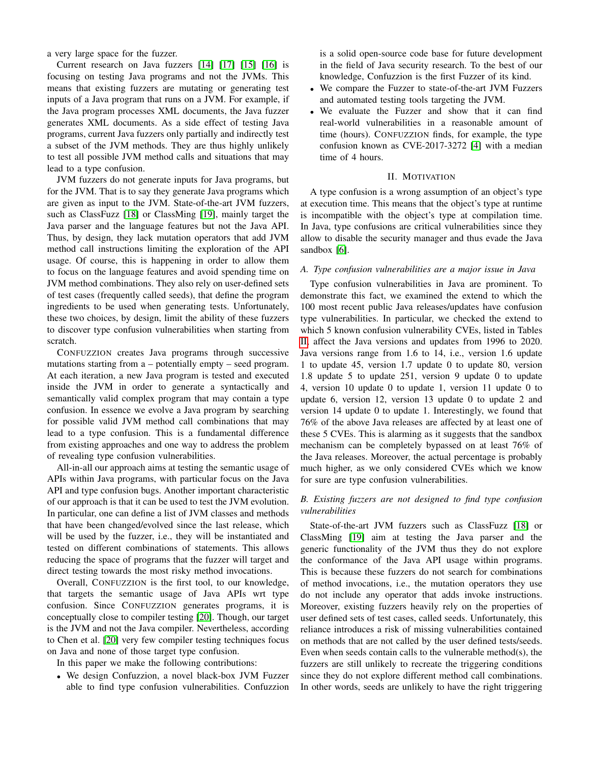a very large space for the fuzzer.

Current research on Java fuzzers [14] [17] [15] [16] is focusing on testing Java programs and not the JVMs. This means that existing fuzzers are mutating or generating test inputs of a Java program that runs on a JVM. For example, if the Java program processes XML documents, the Java fuzzer generates XML documents. As a side effect of testing Java programs, current Java fuzzers only partially and indirectly test a subset of the JVM methods. They are thus highly unlikely to test all possible JVM method calls and situations that may lead to a type confusion.

JVM fuzzers do not generate inputs for Java programs, but for the JVM. That is to say they generate Java programs which are given as input to the JVM. State-of-the-art JVM fuzzers, such as ClassFuzz [18] or ClassMing [19], mainly target the Java parser and the language features but not the Java API. Thus, by design, they lack mutation operators that add JVM method call instructions limiting the exploration of the API usage. Of course, this is happening in order to allow them to focus on the language features and avoid spending time on JVM method combinations. They also rely on user-defined sets of test cases (frequently called seeds), that define the program ingredients to be used when generating tests. Unfortunately, these two choices, by design, limit the ability of these fuzzers to discover type confusion vulnerabilities when starting from scratch.

CONFUZZION creates Java programs through successive mutations starting from a – potentially empty – seed program. At each iteration, a new Java program is tested and executed inside the JVM in order to generate a syntactically and semantically valid complex program that may contain a type confusion. In essence we evolve a Java program by searching for possible valid JVM method call combinations that may lead to a type confusion. This is a fundamental difference from existing approaches and one way to address the problem of revealing type confusion vulnerabilities.

All-in-all our approach aims at testing the semantic usage of APIs within Java programs, with particular focus on the Java API and type confusion bugs. Another important characteristic of our approach is that it can be used to test the JVM evolution. In particular, one can define a list of JVM classes and methods that have been changed/evolved since the last release, which will be used by the fuzzer, i.e., they will be instantiated and tested on different combinations of statements. This allows reducing the space of programs that the fuzzer will target and direct testing towards the most risky method invocations.

Overall, CONFUZZION is the first tool, to our knowledge, that targets the semantic usage of Java APIs wrt type confusion. Since CONFUZZION generates programs, it is conceptually close to compiler testing [20]. Though, our target is the JVM and not the Java compiler. Nevertheless, according to Chen et al. [20] very few compiler testing techniques focus on Java and none of those target type confusion.

In this paper we make the following contributions:

- We design Confuzzion, a novel black-box JVM Fuzzer able to find type confusion vulnerabilities. Confuzzion is a solid open-source code base for future development in the field of Java security research. To the best of our knowledge, Confuzzion is the first Fuzzer of its kind.
- We compare the Fuzzer to state-of-the-art JVM Fuzzers and automated testing tools targeting the JVM.
- We evaluate the Fuzzer and show that it can find real-world vulnerabilities in a reasonable amount of time (hours). CONFUZZION finds, for example, the type confusion known as CVE-2017-3272 [4] with a median time of 4 hours.

## II. MOTIVATION

A type confusion is a wrong assumption of an object's type at execution time. This means that the object's type at runtime is incompatible with the object's type at compilation time. In Java, type confusions are critical vulnerabilities since they allow to disable the security manager and thus evade the Java sandbox [6].

### A. Type confusion vulnerabilities are a major issue in Java

Type confusion vulnerabilities in Java are prominent. To demonstrate this fact, we examined the extend to which the 100 most recent public Java releases/updates have confusion type vulnerabilities. In particular, we checked the extend to which 5 known confusion vulnerability CVEs, listed in Tables II, affect the Java versions and updates from 1996 to 2020. Java versions range from 1.6 to 14, i.e., version 1.6 update 1 to update 45, version 1.7 update 0 to update 80, version 1.8 update 5 to update 251, version 9 update 0 to update 4, version 10 update 0 to update 1, version 11 update 0 to update 6, version 12, version 13 update 0 to update 2 and version 14 update 0 to update 1. Interestingly, we found that 76% of the above Java releases are affected by at least one of these 5 CVEs. This is alarming as it suggests that the sandbox mechanism can be completely bypassed on at least 76% of the Java releases. Moreover, the actual percentage is probably much higher, as we only considered CVEs which we know for sure are type confusion vulnerabilities.

### B. Existing fuzzers are not designed to find type confusion vulnerabilities

State-of-the-art JVM fuzzers such as ClassFuzz [18] or ClassMing [19] aim at testing the Java parser and the generic functionality of the JVM thus they do not explore the conformance of the Java API usage within programs. This is because these fuzzers do not search for combinations of method invocations, i.e., the mutation operators they use do not include any operator that adds invoke instructions. Moreover, existing fuzzers heavily rely on the properties of user defined sets of test cases, called seeds. Unfortunately, this reliance introduces a risk of missing vulnerabilities contained on methods that are not called by the user defined tests/seeds. Even when seeds contain calls to the vulnerable method(s), the fuzzers are still unlikely to recreate the triggering conditions since they do not explore different method call combinations. In other words, seeds are unlikely to have the right triggering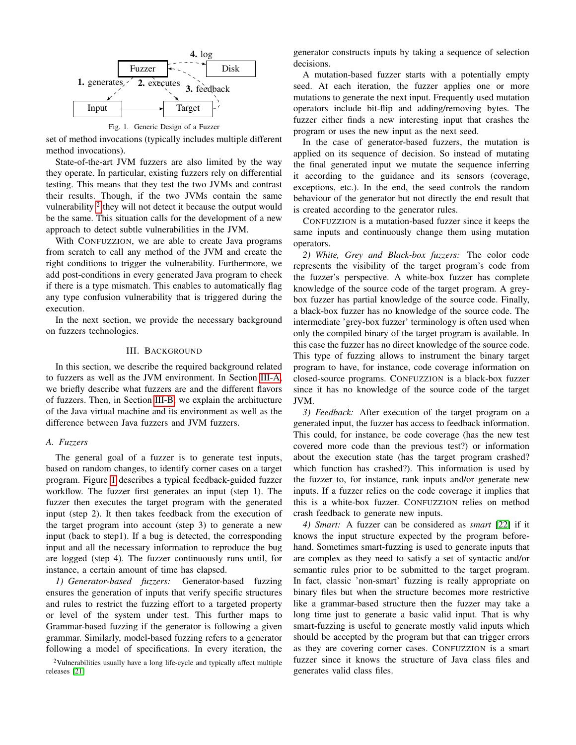Fig. 1. Generic Design of a Fuzzer

set of method invocations (typically includes multiple different method invocations).

State-of-the-art JVM fuzzers are also limited by the way they operate. In particular, existing fuzzers rely on differential testing. This means that they test the two JVMs and contrast their results. Though, if the two JVMs contain the same vulnerability [2] they will not detect it because the output would be the same. This situation calls for the development of a new approach to detect subtle vulnerabilities in the JVM.

With CONFUZZION, we are able to create Java programs from scratch to call any method of the JVM and create the right conditions to trigger the vulnerability. Furthermore, we add post-conditions in every generated Java program to check if there is a type mismatch. This enables to automatically flag any type confusion vulnerability that is triggered during the execution.

In the next section, we provide the necessary background on fuzzers technologies.

## III. Background

In this section, we describe the required background related to fuzzers as well as the JVM environment. In Section III-A, we briefly describe what fuzzers are and the different flavors of fuzzers. Then, in Section III-B, we explain the architecture of the Java virtual machine and its environment as well as the difference between Java fuzzers and JVM fuzzers.

### A. Fuzzers

The general goal of a fuzzer is to generate test inputs, based on random changes, to identify corner cases on a target program. Figure 1 describes a typical feedback-guided fuzzer workflow. The fuzzer first generates an input (step 1). The fuzzer then executes the target program with the generated input (step 2). It then takes feedback from the execution of the target program into account (step 3) to generate a new input (back to step1). If a bug is detected, the corresponding input and all the necessary information to reproduce the bug are logged (step 4). The fuzzer continuously runs until, for instance, a certain amount of time has elapsed.

*1) Generator-based fuzzers:* Generator-based fuzzing ensures the generation of inputs that verify specific structures and rules to restrict the fuzzing effort to a targeted property or level of the system under test. This further maps to Grammar-based fuzzing if the generator is following a given grammar. Similarly, model-based fuzzing refers to a generator following a model of specifications. In every iteration, the generator constructs inputs by taking a sequence of selection decisions.

A mutation-based fuzzer starts with a potentially empty seed. At each iteration, the fuzzer applies one or more mutations to generate the next input. Frequently used mutation operators include bit-flip and adding/removing bytes. The fuzzer either finds a new interesting input that crashes the program or uses the new input as the next seed.

In the case of generator-based fuzzers, the mutation is applied on its sequence of decision. So instead of mutating the final generated input we mutate the sequence inferring it according to the guidance and its sensors (coverage, exceptions, etc.). In the end, the seed controls the random behaviour of the generator but not directly the end result that is created according to the generator rules.

CONFUZZION is a mutation-based fuzzer since it keeps the same inputs and continuously change them using mutation operators.

*2) White, Grey and Black-box fuzzers:* The color code represents the visibility of the target program's code from the fuzzer's perspective. A white-box fuzzer has complete knowledge of the source code of the target program. A grey-box fuzzer has partial knowledge of the source code. Finally, a black-box fuzzer has no knowledge of the source code. The intermediate 'grey-box fuzzer' terminology is often used when only the compiled binary of the target program is available. In this case the fuzzer has no direct knowledge of the source code. This type of fuzzing allows to instrument the binary target program to have, for instance, code coverage information on closed-source programs. CONFUZZION is a black-box fuzzer since it has no knowledge of the source code of the target JVM.

*3) Feedback:* After execution of the target program on a generated input, the fuzzer has access to feedback information. This could, for instance, be code coverage (has the new test covered more code than the previous test?) or information about the execution state (has the target program crashed? which function has crashed?). This information is used by the fuzzer to, for instance, rank inputs and/or generate new inputs. If a fuzzer relies on the code coverage it implies that this is a white-box fuzzer. CONFUZZION relies on method crash feedback to generate new inputs.

*4) Smart:* A fuzzer can be considered as *smart* [22] if it knows the input structure expected by the program beforehand. Sometimes smart-fuzzing is used to generate inputs that are complex as they need to satisfy a set of syntactic and/or semantic rules prior to be submitted to the target program. In fact, classic 'non-smart' fuzzing is really appropriate on binary files but when the structure becomes more restrictive like a grammar-based structure then the fuzzer may take a long time just to generate a basic valid input. That is why smart-fuzzing is useful to generate mostly valid inputs which should be accepted by the program but that can trigger errors as they are covering corner cases. CONFUZZION is a smart fuzzer since it knows the structure of Java class files and generates valid class files.

[2] Vulnerabilities usually have a long life-cycle and typically affect multiple releases [21]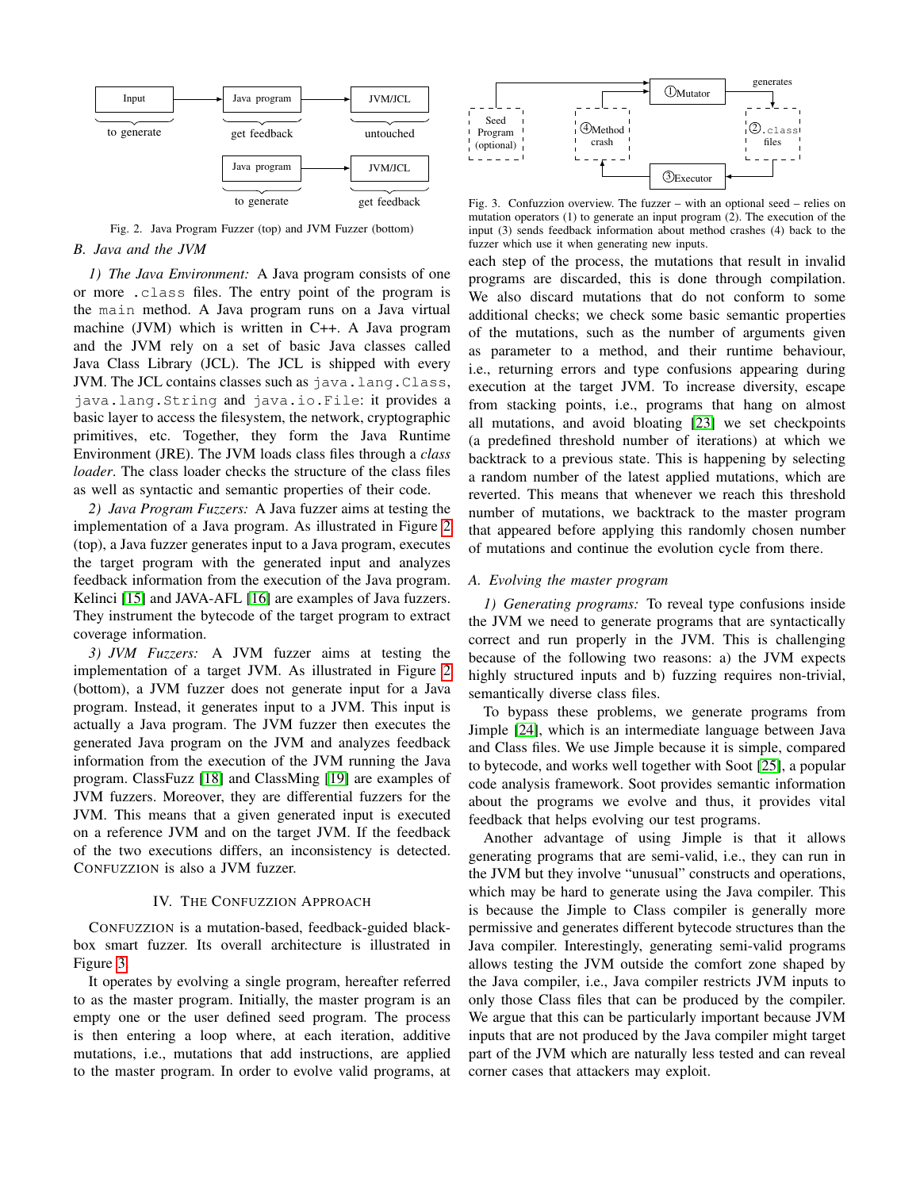Fig. 2. Java Program Fuzzer (top) and JVM Fuzzer (bottom)

### B. Java and the JVM

*1) The Java Environment:* A Java program consists of one or more `.class` files. The entry point of the program is the `main` method. A Java program runs on a Java virtual machine (JVM) which is written in C++. A Java program and the JVM rely on a set of basic Java classes called Java Class Library (JCL). The JCL is shipped with every JVM. The JCL contains classes such as `java.lang.Class`, `java.lang.String` and `java.io.File`: it provides a basic layer to access the filesystem, the network, cryptographic primitives, etc. Together, they form the Java Runtime Environment (JRE). The JVM loads class files through a *class loader*. The class loader checks the structure of the class files as well as syntactic and semantic properties of their code.

*2) Java Program Fuzzers:* A Java fuzzer aims at testing the implementation of a Java program. As illustrated in Figure 2 (top), a Java fuzzer generates input to a Java program, executes the target program with the generated input and analyzes feedback information from the execution of the Java program. Kelinci [15] and JAVA-AFL [16] are examples of Java fuzzers. They instrument the bytecode of the target program to extract coverage information.

*3) JVM Fuzzers:* A JVM fuzzer aims at testing the implementation of a target JVM. As illustrated in Figure 2 (bottom), a JVM fuzzer does not generate input for a Java program. Instead, it generates input to a JVM. This input is actually a Java program. The JVM fuzzer then executes the generated Java program on the JVM and analyzes feedback information from the execution of the JVM running the Java program. ClassFuzz [18] and ClassMing [19] are examples of JVM fuzzers. Moreover, they are differential fuzzers for the JVM. This means that a given generated input is executed on a reference JVM and on the target JVM. If the feedback of the two executions differs, an inconsistency is detected. CONFUZZION is also a JVM fuzzer.

## IV. The Confuzzion Approach

CONFUZZION is a mutation-based, feedback-guided black-box smart fuzzer. Its overall architecture is illustrated in Figure 3.

Fig. 3. Confuzzion overview. The fuzzer – with an optional seed – relies on mutation operators (1) to generate an input program (2). The execution of the input (3) sends feedback information about method crashes (4) back to the fuzzer which use it when generating new inputs.

It operates by evolving a single program, hereafter referred to as the master program. Initially, the master program is an empty one or the user defined seed program. The process is then entering a loop where, at each iteration, additive mutations, i.e., mutations that add instructions, are applied to the master program. In order to evolve valid programs, at each step of the process, the mutations that result in invalid programs are discarded, this is done through compilation. We also discard mutations that do not conform to some additional checks; we check some basic semantic properties of the mutations, such as the number of arguments given as parameter to a method, and their runtime behaviour, i.e., returning errors and type confusions appearing during execution at the target JVM. To increase diversity, escape from stacking points, i.e., programs that hang on almost all mutations, and avoid bloating [23] we set checkpoints (a predefined threshold number of iterations) at which we backtrack to a previous state. This is happening by selecting a random number of the latest applied mutations, which are reverted. This means that whenever we reach this threshold number of mutations, we backtrack to the master program that appeared before applying this randomly chosen number of mutations and continue the evolution cycle from there.

### A. Evolving the master program

*1) Generating programs:* To reveal type confusions inside the JVM we need to generate programs that are syntactically correct and run properly in the JVM. This is challenging because of the following two reasons: a) the JVM expects highly structured inputs and b) fuzzing requires non-trivial, semantically diverse class files.

To bypass these problems, we generate programs from Jimple [24], which is an intermediate language between Java and Class files. We use Jimple because it is simple, compared to bytecode, and works well together with Soot [25], a popular code analysis framework. Soot provides semantic information about the programs we evolve and thus, it provides vital feedback that helps evolving our test programs.

Another advantage of using Jimple is that it allows generating programs that are semi-valid, i.e., they can run in the JVM but they involve "unusual" constructs and operations, which may be hard to generate using the Java compiler. This is because the Jimple to Class compiler is generally more permissive and generates different bytecode structures than the Java compiler. Interestingly, generating semi-valid programs allows testing the JVM outside the comfort zone shaped by the Java compiler, i.e., Java compiler restricts JVM inputs to only those Class files that can be produced by the compiler. We argue that this can be particularly important because JVM inputs that are not produced by the Java compiler might target part of the JVM which are naturally less tested and can reveal corner cases that attackers may exploit.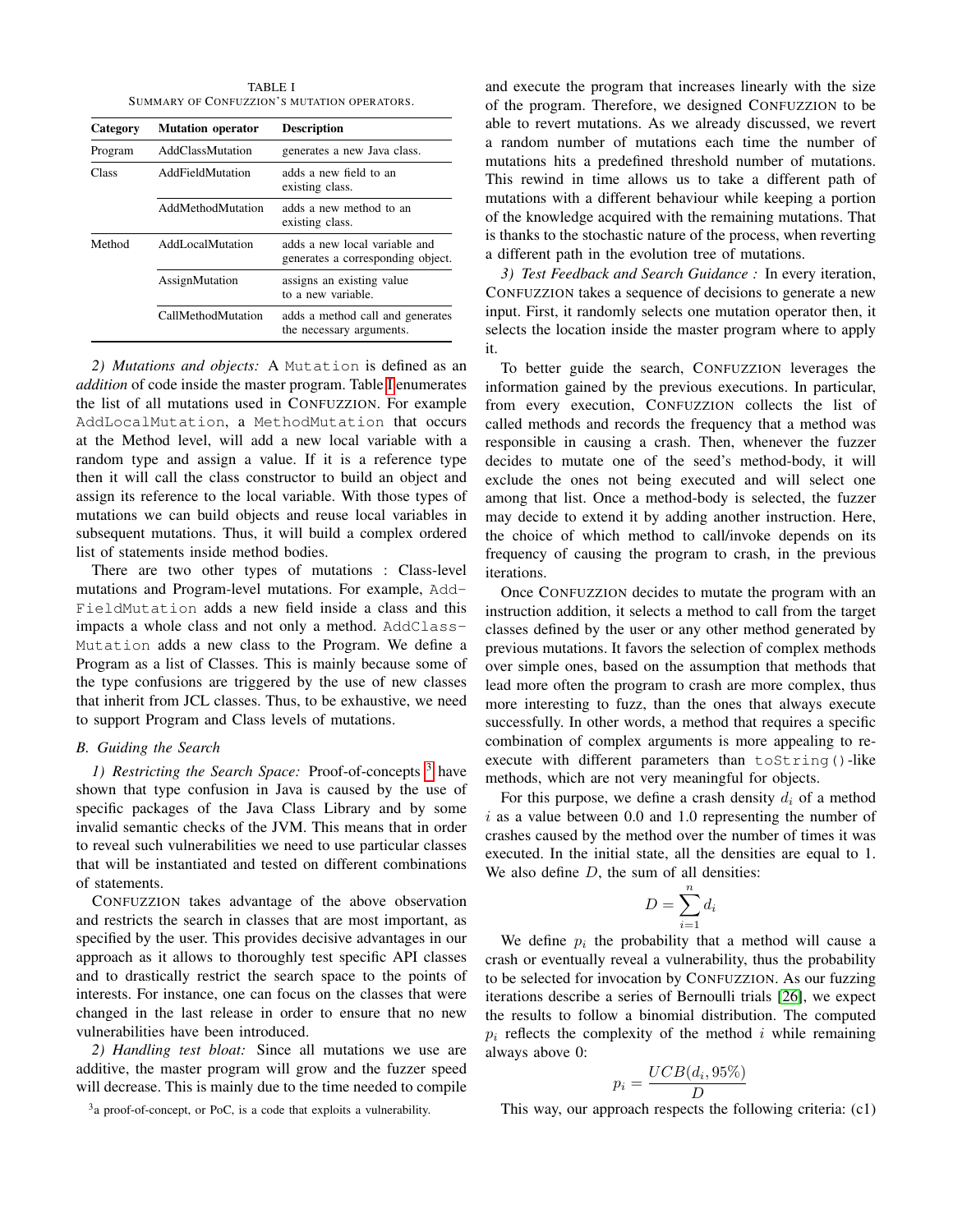TABLE I
SUMMARY OF CONFUZZION'S MUTATION OPERATORS.

| Category | Mutation operator | Description |
|---|---|---|
| Program | AddClassMutation | generates a new Java class. |
| Class | AddFieldMutation | adds a new field to an existing class. |
| | AddMethodMutation | adds a new method to an existing class. |
| Method | AddLocalMutation | adds a new local variable and generates a corresponding object. |
| | AssignMutation | assigns an existing value to a new variable. |
| | CallMethodMutation | adds a method call and generates the necessary arguments. |

*2) Mutations and objects:* A `Mutation` is defined as an *addition* of code inside the master program. Table I enumerates the list of all mutations used in CONFUZZION. For example `AddLocalMutation`, a `MethodMutation` that occurs at the Method level, will add a new local variable with a random type and assign a value. If it is a reference type then it will call the class constructor to build an object and assign its reference to the local variable. With those types of mutations we can build objects and reuse local variables in subsequent mutations. Thus, it will build a complex ordered list of statements inside method bodies.

There are two other types of mutations : Class-level mutations and Program-level mutations. For example, `AddFieldMutation` adds a new field inside a class and this impacts a whole class and not only a method. `AddClassMutation` adds a new class to the Program. We define a Program as a list of Classes. This is mainly because some of the type confusions are triggered by the use of new classes that inherit from JCL classes. Thus, to be exhaustive, we need to support Program and Class levels of mutations.

### B. Guiding the Search

*1) Restricting the Search Space:* Proof-of-concepts [3] have shown that type confusion in Java is caused by the use of specific packages of the Java Class Library and by some invalid semantic checks of the JVM. This means that in order to reveal such vulnerabilities we need to use particular classes that will be instantiated and tested on different combinations of statements.

CONFUZZION takes advantage of the above observation and restricts the search in classes that are most important, as specified by the user. This provides decisive advantages in our approach as it allows to thoroughly test specific API classes and to drastically restrict the search space to the points of interests. For instance, one can focus on the classes that were changed in the last release in order to ensure that no new vulnerabilities have been introduced.

*2) Handling test bloat:* Since all mutations we use are additive, the master program will grow and the fuzzer speed will decrease. This is mainly due to the time needed to compile and execute the program that increases linearly with the size of the program. Therefore, we designed CONFUZZION to be able to revert mutations. As we already discussed, we revert a random number of mutations each time the number of mutations hits a predefined threshold number of mutations. This rewind in time allows us to take a different path of mutations with a different behaviour while keeping a portion of the knowledge acquired with the remaining mutations. That is thanks to the stochastic nature of the process, when reverting a different path in the evolution tree of mutations.

*3) Test Feedback and Search Guidance :* In every iteration, CONFUZZION takes a sequence of decisions to generate a new input. First, it randomly selects one mutation operator then, it selects the location inside the master program where to apply it.

To better guide the search, CONFUZZION leverages the information gained by the previous executions. In particular, from every execution, CONFUZZION collects the list of called methods and records the frequency that a method was responsible in causing a crash. Then, whenever the fuzzer decides to mutate one of the seed's method-body, it will exclude the ones not being executed and will select one among that list. Once a method-body is selected, the fuzzer may decide to extend it by adding another instruction. Here, the choice of which method to call/invoke depends on its frequency of causing the program to crash, in the previous iterations.

Once CONFUZZION decides to mutate the program with an instruction addition, it selects a method to call from the target classes defined by the user or any other method generated by previous mutations. It favors the selection of complex methods over simple ones, based on the assumption that methods that lead more often the program to crash are more complex, thus more interesting to fuzz, than the ones that always execute successfully. In other words, a method that requires a specific combination of complex arguments is more appealing to re-execute with different parameters than `toString()`-like methods, which are not very meaningful for objects.

For this purpose, we define a crash density $d_i$ of a method $i$ as a value between 0.0 and 1.0 representing the number of crashes caused by the method over the number of times it was executed. In the initial state, all the densities are equal to 1. We also define $D$, the sum of all densities:

$$D = \sum_{i=1}^{n} d_i$$

We define $p_i$ the probability that a method will cause a crash or eventually reveal a vulnerability, thus the probability to be selected for invocation by CONFUZZION. As our fuzzing iterations describe a series of Bernoulli trials [26], we expect the results to follow a binomial distribution. The computed $p_i$ reflects the complexity of the method $i$ while remaining always above 0:

$$p_i = \frac{UCB(d_i, 95\%)}{D}$$

This way, our approach respects the following criteria: (c1)

[3] a proof-of-concept, or PoC, is a code that exploits a vulnerability.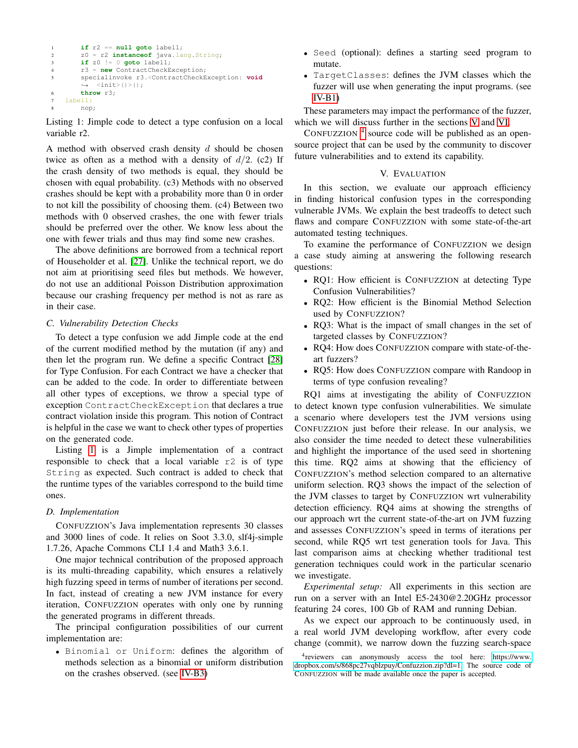```
1       if r2 == null goto label1;
2       z0 = r2 instanceof java.lang.String;
3       if z0 != 0 goto label1;
4       r3 = new ContractCheckException;
5       specialinvoke r3.<ContractCheckException: void
        ↪  <init>()>();
6       throw r3;
7   label1:
8       nop;
```

Listing 1: Jimple code to detect a type confusion on a local variable r2.

A method with observed crash density $d$ should be chosen twice as often as a method with a density of $d/2$. (c2) If the crash density of two methods is equal, they should be chosen with equal probability. (c3) Methods with no observed crashes should be kept with a probability more than 0 in order to not kill the possibility of choosing them. (c4) Between two methods with 0 observed crashes, the one with fewer trials should be preferred over the other. We know less about the one with fewer trials and thus may find some new crashes.

The above definitions are borrowed from a technical report of Householder et al. [27]. Unlike the technical report, we do not aim at prioritising seed files but methods. We however, do not use an additional Poisson Distribution approximation because our crashing frequency per method is not as rare as in their case.

### C. Vulnerability Detection Checks

To detect a type confusion we add Jimple code at the end of the current modified method by the mutation (if any) and then let the program run. We define a specific Contract [28] for Type Confusion. For each Contract we have a checker that can be added to the code. In order to differentiate between all other types of exceptions, we throw a special type of exception `ContractCheckException` that declares a true contract violation inside this program. This notion of Contract is helpful in the case we want to check other types of properties on the generated code.

Listing 1 is a Jimple implementation of a contract responsible to check that a local variable `r2` is of type `String` as expected. Such contract is added to check that the runtime types of the variables correspond to the build time ones.

### D. Implementation

CONFUZZION's Java implementation represents 30 classes and 3000 lines of code. It relies on Soot 3.3.0, slf4j-simple 1.7.26, Apache Commons CLI 1.4 and Math3 3.6.1.

One major technical contribution of the proposed approach is its multi-threading capability, which ensures a relatively high fuzzing speed in terms of number of iterations per second. In fact, instead of creating a new JVM instance for every iteration, CONFUZZION operates with only one by running the generated programs in different threads.

The principal configuration possibilities of our current implementation are:

- `Binomial or Uniform`: defines the algorithm of methods selection as a binomial or uniform distribution on the crashes observed. (see IV-B3)
- `Seed` (optional): defines a starting seed program to mutate.
- `TargetClasses`: defines the JVM classes which the fuzzer will use when generating the input programs. (see IV-B1)

These parameters may impact the performance of the fuzzer, which we will discuss further in the sections V and VI.

CONFUZZION [4] source code will be published as an open-source project that can be used by the community to discover future vulnerabilities and to extend its capability.

## V. EVALUATION

In this section, we evaluate our approach efficiency in finding historical confusion types in the corresponding vulnerable JVMs. We explain the best tradeoffs to detect such flaws and compare CONFUZZION with some state-of-the-art automated testing techniques.

To examine the performance of CONFUZZION we design a case study aiming at answering the following research questions:

- RQ1: How efficient is CONFUZZION at detecting Type Confusion Vulnerabilities?
- RQ2: How efficient is the Binomial Method Selection used by CONFUZZION?
- RQ3: What is the impact of small changes in the set of targeted classes by CONFUZZION?
- RQ4: How does CONFUZZION compare with state-of-the-art fuzzers?
- RQ5: How does CONFUZZION compare with Randoop in terms of type confusion revealing?

RQ1 aims at investigating the ability of CONFUZZION to detect known type confusion vulnerabilities. We simulate a scenario where developers test the JVM versions using CONFUZZION just before their release. In our analysis, we also consider the time needed to detect these vulnerabilities and highlight the importance of the used seed in shortening this time. RQ2 aims at showing that the efficiency of CONFUZZION's method selection compared to an alternative uniform selection. RQ3 shows the impact of the selection of the JVM classes to target by CONFUZZION wrt vulnerability detection efficiency. RQ4 aims at showing the strengths of our approach wrt the current state-of-the-art on JVM fuzzing and assesses CONFUZZION's speed in terms of iterations per second, while RQ5 wrt test generation tools for Java. This last comparison aims at checking whether traditional test generation techniques could work in the particular scenario we investigate.

*Experimental setup:* All experiments in this section are run on a server with an Intel E5-2430@2.20GHz processor featuring 24 cores, 100 Gb of RAM and running Debian.

As we expect our approach to be continuously used, in a real world JVM developing workflow, after every code change (commit), we narrow down the fuzzing search-space

[4] reviewers can anonymously access the tool here: https://www.dropbox.com/s/868pc27vqblzpuy/Confuzzion.zip?dl=1. The source code of CONFUZZION will be made available once the paper is accepted.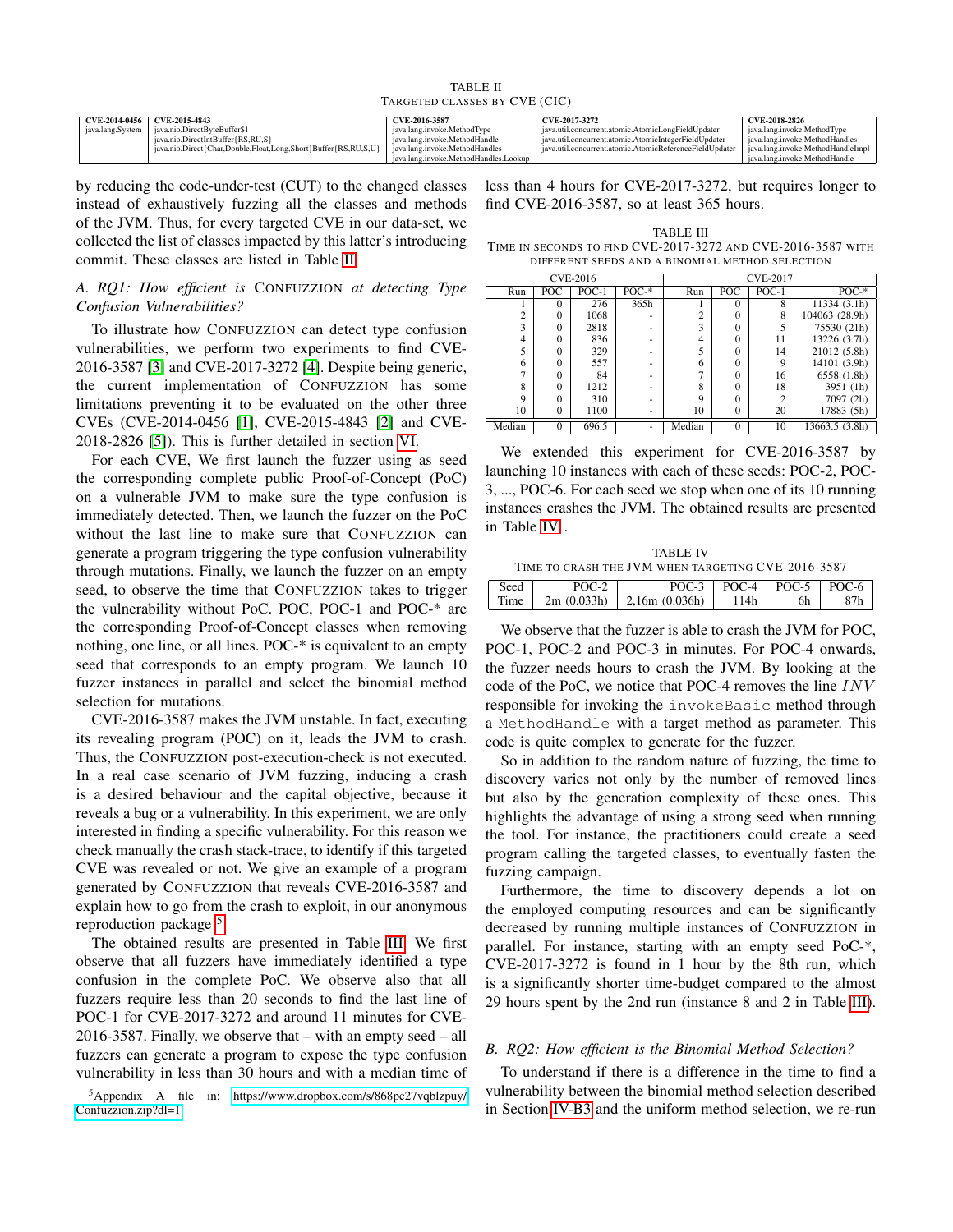TABLE II
TARGETED CLASSES BY CVE (CIC)

| CVE-2014-0456 | CVE-2015-4843 | CVE-2016-3587 | CVE-2017-3272 | CVE-2018-2826 |
|---|---|---|---|---|
| java.lang.System | java.nio.DirectByteBuffer$1 | java.lang.invoke.MethodType | java.util.concurrent.atomic.AtomicLongFieldUpdater | java.lang.invoke.MethodType |
| | java.nio.DirectIntBuffer{RS,RU,S} | java.lang.invoke.MethodHandle | java.util.concurrent.atomic.AtomicIntegerFieldUpdater | java.lang.invoke.MethodHandles |
| | java.nio.Direct{Char,Double,Float,Long,Short}Buffer{RS,RU,S,U} | java.lang.invoke.MethodHandles | java.util.concurrent.atomic.AtomicReferenceFieldUpdater | java.lang.invoke.MethodHandleImpl |
| | | java.lang.invoke.MethodHandles.Lookup | | java.lang.invoke.MethodHandle |

by reducing the code-under-test (CUT) to the changed classes instead of exhaustively fuzzing all the classes and methods of the JVM. Thus, for every targeted CVE in our data-set, we collected the list of classes impacted by this latter's introducing commit. These classes are listed in Table II.

### A. RQ1: How efficient is CONFUZZION at detecting Type Confusion Vulnerabilities?

To illustrate how CONFUZZION can detect type confusion vulnerabilities, we perform two experiments to find CVE-2016-3587 [3] and CVE-2017-3272 [4]. Despite being generic, the current implementation of CONFUZZION has some limitations preventing it to be evaluated on the other three CVEs (CVE-2014-0456 [1], CVE-2015-4843 [2] and CVE-2018-2826 [5]). This is further detailed in section VI.

For each CVE, We first launch the fuzzer using as seed the corresponding complete public Proof-of-Concept (PoC) on a vulnerable JVM to make sure the type confusion is immediately detected. Then, we launch the fuzzer on the PoC without the last line to make sure that CONFUZZION can generate a program triggering the type confusion vulnerability through mutations. Finally, we launch the fuzzer on an empty seed, to observe the time that CONFUZZION takes to trigger the vulnerability without PoC. POC, POC-1 and POC-* are the corresponding Proof-of-Concept classes when removing nothing, one line, or all lines. POC-* is equivalent to an empty seed that corresponds to an empty program. We launch 10 fuzzer instances in parallel and select the binomial method selection for mutations.

CVE-2016-3587 makes the JVM unstable. In fact, executing its revealing program (POC) on it, leads the JVM to crash. Thus, the CONFUZZION post-execution-check is not executed. In a real case scenario of JVM fuzzing, inducing a crash is a desired behaviour and the capital objective, because it reveals a bug or a vulnerability. In this experiment, we are only interested in finding a specific vulnerability. For this reason we check manually the crash stack-trace, to identify if this targeted CVE was revealed or not. We give an example of a program generated by CONFUZZION that reveals CVE-2016-3587 and explain how to go from the crash to exploit, in our anonymous reproduction package [5].

The obtained results are presented in Table III. We first observe that all fuzzers have immediately identified a type confusion in the complete PoC. We observe also that all fuzzers require less than 20 seconds to find the last line of POC-1 for CVE-2017-3272 and around 11 minutes for CVE-2016-3587. Finally, we observe that – with an empty seed – all fuzzers can generate a program to expose the type confusion vulnerability in less than 30 hours and with a median time of less than 4 hours for CVE-2017-3272, but requires longer to find CVE-2016-3587, so at least 365 hours.

[5] Appendix A file in: https://www.dropbox.com/s/868pc27vqblzpuy/Confuzzion.zip?dl=1

TABLE III
TIME IN SECONDS TO FIND CVE-2017-3272 AND CVE-2016-3587 WITH DIFFERENT SEEDS AND A BINOMIAL METHOD SELECTION

| CVE-2016 | | | | CVE-2017 | | | |
|---|---|---|---|---|---|---|---|
| Run | POC | POC-1 | POC-* | Run | POC | POC-1 | POC-* |
| 1 | 0 | 276 | 365h | 1 | 0 | 8 | 11334 (3.1h) |
| 2 | 0 | 1068 | - | 2 | 0 | 8 | 104063 (28.9h) |
| 3 | 0 | 2818 | - | 3 | 0 | 5 | 75530 (21h) |
| 4 | 0 | 836 | - | 4 | 0 | 11 | 13226 (3.7h) |
| 5 | 0 | 329 | - | 5 | 0 | 14 | 21012 (5.8h) |
| 6 | 0 | 557 | - | 6 | 0 | 9 | 14101 (3.9h) |
| 7 | 0 | 84 | - | 7 | 0 | 16 | 6558 (1.8h) |
| 8 | 0 | 1212 | - | 8 | 0 | 18 | 3951 (1h) |
| 9 | 0 | 310 | - | 9 | 0 | 2 | 7097 (2h) |
| 10 | 0 | 1100 | - | 10 | 0 | 20 | 17883 (5h) |
| Median | 0 | 696.5 | - | Median | 0 | 10 | 13663.5 (3.8h) |

We extended this experiment for CVE-2016-3587 by launching 10 instances with each of these seeds: POC-2, POC-3, ..., POC-6. For each seed we stop when one of its 10 running instances crashes the JVM. The obtained results are presented in Table IV .

TABLE IV
TIME TO CRASH THE JVM WHEN TARGETING CVE-2016-3587

| Seed | POC-2 | POC-3 | POC-4 | POC-5 | POC-6 |
|---|---|---|---|---|---|
| Time | 2m (0.033h) | 2,16m (0.036h) | 114h | 6h | 87h |

We observe that the fuzzer is able to crash the JVM for POC, POC-1, POC-2 and POC-3 in minutes. For POC-4 onwards, the fuzzer needs hours to crash the JVM. By looking at the code of the PoC, we notice that POC-4 removes the line $INV$ responsible for invoking the `invokeBasic` method through a `MethodHandle` with a target method as parameter. This code is quite complex to generate for the fuzzer.

So in addition to the random nature of fuzzing, the time to discovery varies not only by the number of removed lines but also by the generation complexity of these ones. This highlights the advantage of using a strong seed when running the tool. For instance, the practitioners could create a seed program calling the targeted classes, to eventually fasten the fuzzing campaign.

Furthermore, the time to discovery depends a lot on the employed computing resources and can be significantly decreased by running multiple instances of CONFUZZION in parallel. For instance, starting with an empty seed PoC-*, CVE-2017-3272 is found in 1 hour by the 8th run, which is a significantly shorter time-budget compared to the almost 29 hours spent by the 2nd run (instance 8 and 2 in Table III).

### B. RQ2: How efficient is the Binomial Method Selection?

To understand if there is a difference in the time to find a vulnerability between the binomial method selection described in Section IV-B3 and the uniform method selection, we re-run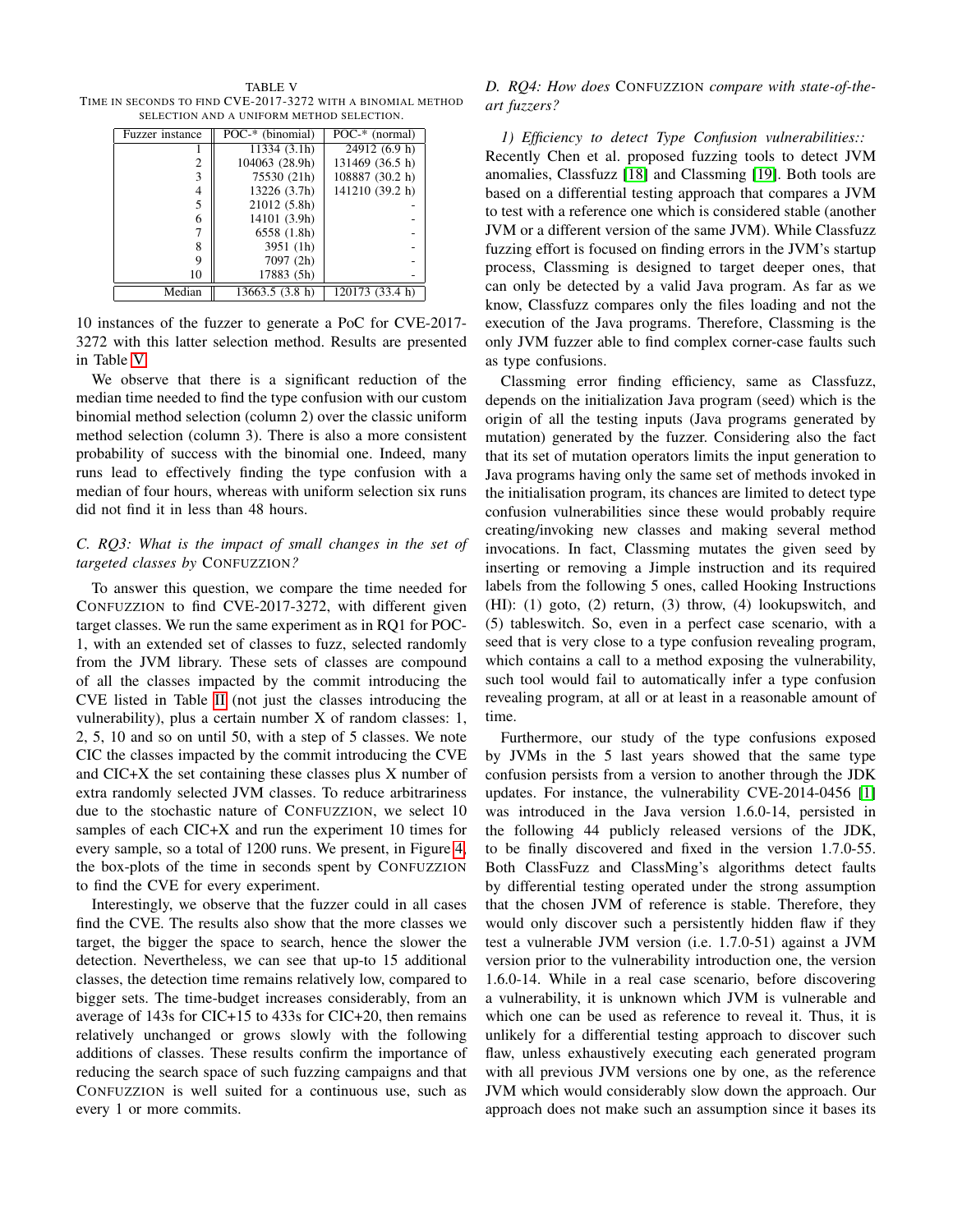TABLE V
TIME IN SECONDS TO FIND CVE-2017-3272 WITH A BINOMIAL METHOD SELECTION AND A UNIFORM METHOD SELECTION.

| Fuzzer instance | POC-* (binomial) | POC-* (normal) |
|---|---|---|
| 1 | 11334 (3.1h) | 24912 (6.9 h) |
| 2 | 104063 (28.9h) | 131469 (36.5 h) |
| 3 | 75530 (21h) | 108887 (30.2 h) |
| 4 | 13226 (3.7h) | 141210 (39.2 h) |
| 5 | 21012 (5.8h) | - |
| 6 | 14101 (3.9h) | - |
| 7 | 6558 (1.8h) | - |
| 8 | 3951 (1h) | - |
| 9 | 7097 (2h) | - |
| 10 | 17883 (5h) | - |
| Median | 13663.5 (3.8 h) | 120173 (33.4 h) |

10 instances of the fuzzer to generate a PoC for CVE-2017-3272 with this latter selection method. Results are presented in Table V.

We observe that there is a significant reduction of the median time needed to find the type confusion with our custom binomial method selection (column 2) over the classic uniform method selection (column 3). There is also a more consistent probability of success with the binomial one. Indeed, many runs lead to effectively finding the type confusion with a median of four hours, whereas with uniform selection six runs did not find it in less than 48 hours.

### C. RQ3: What is the impact of small changes in the set of targeted classes by CONFUZZION?

To answer this question, we compare the time needed for CONFUZZION to find CVE-2017-3272, with different given target classes. We run the same experiment as in RQ1 for POC-1, with an extended set of classes to fuzz, selected randomly from the JVM library. These sets of classes are compound of all the classes impacted by the commit introducing the CVE listed in Table II (not just the classes introducing the vulnerability), plus a certain number X of random classes: 1, 2, 5, 10 and so on until 50, with a step of 5 classes. We note CIC the classes impacted by the commit introducing the CVE and CIC+X the set containing these classes plus X number of extra randomly selected JVM classes. To reduce arbitrariness due to the stochastic nature of CONFUZZION, we select 10 samples of each CIC+X and run the experiment 10 times for every sample, so a total of 1200 runs. We present, in Figure 4, the box-plots of the time in seconds spent by CONFUZZION to find the CVE for every experiment.

Interestingly, we observe that the fuzzer could in all cases find the CVE. The results also show that the more classes we target, the bigger the space to search, hence the slower the detection. Nevertheless, we can see that up-to 15 additional classes, the detection time remains relatively low, compared to bigger sets. The time-budget increases considerably, from an average of 143s for CIC+15 to 433s for CIC+20, then remains relatively unchanged or grows slowly with the following additions of classes. These results confirm the importance of reducing the search space of such fuzzing campaigns and that CONFUZZION is well suited for a continuous use, such as every 1 or more commits.

### D. RQ4: How does CONFUZZION compare with state-of-the-art fuzzers?

*1) Efficiency to detect Type Confusion vulnerabilities::* Recently Chen et al. proposed fuzzing tools to detect JVM anomalies, Classfuzz [18] and Classming [19]. Both tools are based on a differential testing approach that compares a JVM to test with a reference one which is considered stable (another JVM or a different version of the same JVM). While Classfuzz fuzzing effort is focused on finding errors in the JVM's startup process, Classming is designed to target deeper ones, that can only be detected by a valid Java program. As far as we know, Classfuzz compares only the files loading and not the execution of the Java programs. Therefore, Classming is the only JVM fuzzer able to find complex corner-case faults such as type confusions.

Classming error finding efficiency, same as Classfuzz, depends on the initialization Java program (seed) which is the origin of all the testing inputs (Java programs generated by mutation) generated by the fuzzer. Considering also the fact that its set of mutation operators limits the input generation to Java programs having only the same set of methods invoked in the initialisation program, its chances are limited to detect type confusion vulnerabilities since these would probably require creating/invoking new classes and making several method invocations. In fact, Classming mutates the given seed by inserting or removing a Jimple instruction and its required labels from the following 5 ones, called Hooking Instructions (HI): (1) goto, (2) return, (3) throw, (4) lookupswitch, and (5) tableswitch. So, even in a perfect case scenario, with a seed that is very close to a type confusion revealing program, which contains a call to a method exposing the vulnerability, such tool would fail to automatically infer a type confusion revealing program, at all or at least in a reasonable amount of time.

Furthermore, our study of the type confusions exposed by JVMs in the 5 last years showed that the same type confusion persists from a version to another through the JDK updates. For instance, the vulnerability CVE-2014-0456 [1] was introduced in the Java version 1.6.0-14, persisted in the following 44 publicly released versions of the JDK, to be finally discovered and fixed in the version 1.7.0-55. Both ClassFuzz and ClassMing's algorithms detect faults by differential testing operated under the strong assumption that the chosen JVM of reference is stable. Therefore, they would only discover such a persistently hidden flaw if they test a vulnerable JVM version (i.e. 1.7.0-51) against a JVM version prior to the vulnerability introduction one, the version 1.6.0-14. While in a real case scenario, before discovering a vulnerability, it is unknown which JVM is vulnerable and which one can be used as reference to reveal it. Thus, it is unlikely for a differential testing approach to discover such flaw, unless exhaustively executing each generated program with all previous JVM versions one by one, as the reference JVM which would considerably slow down the approach. Our approach does not make such an assumption since it bases its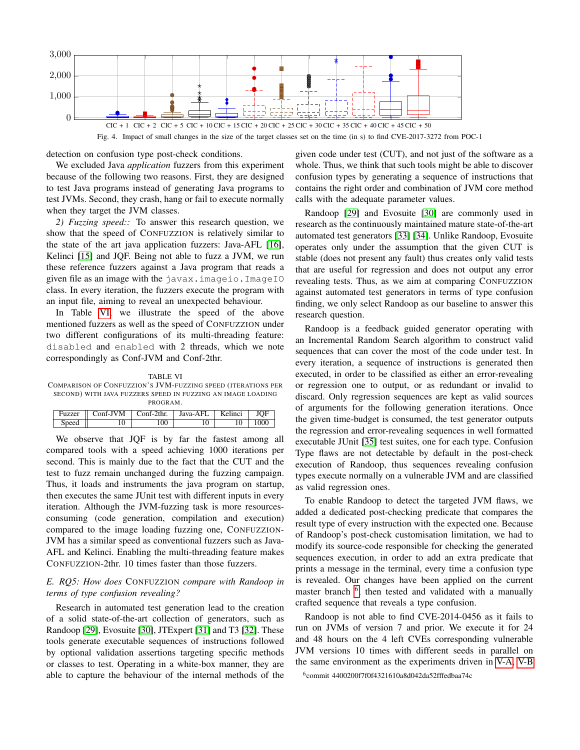Fig. 4. Impact of small changes in the size of the target classes set on the time (in s) to find CVE-2017-3272 from POC-1

detection on confusion type post-check conditions.

We excluded Java *application* fuzzers from this experiment because of the following two reasons. First, they are designed to test Java programs instead of generating Java programs to test JVMs. Second, they crash, hang or fail to execute normally when they target the JVM classes.

*2) Fuzzing speed::* To answer this research question, we show that the speed of CONFUZZION is relatively similar to the state of the art java application fuzzers: Java-AFL [16], Kelinci [15] and JQF. Being not able to fuzz a JVM, we run these reference fuzzers against a Java program that reads a given file as an image with the `javax.imageio.ImageIO` class. In every iteration, the fuzzers execute the program with an input file, aiming to reveal an unexpected behaviour.

In Table VI we illustrate the speed of the above mentioned fuzzers as well as the speed of CONFUZZION under two different configurations of its multi-threading feature: `disabled` and `enabled` with 2 threads, which we note correspondingly as Conf-JVM and Conf-2thr.

TABLE VI
COMPARISON OF CONFUZZION'S JVM-FUZZING SPEED (ITERATIONS PER SECOND) WITH JAVA FUZZERS SPEED IN FUZZING AN IMAGE LOADING PROGRAM.

| Fuzzer | Conf-JVM | Conf-2thr. | Java-AFL | Kelinci | JQF |
|---|---|---|---|---|---|
| Speed | 10 | 100 | 10 | 10 | 1000 |

We observe that JQF is by far the fastest among all compared tools with a speed achieving 1000 iterations per second. This is mainly due to the fact that the CUT and the test to fuzz remain unchanged during the fuzzing campaign. Thus, it loads and instruments the java program on startup, then executes the same JUnit test with different inputs in every iteration. Although the JVM-fuzzing task is more resources-consuming (code generation, compilation and execution) compared to the image loading fuzzing one, CONFUZZION-JVM has a similar speed as conventional fuzzers such as Java-AFL and Kelinci. Enabling the multi-threading feature makes CONFUZZION-2thr. 10 times faster than those fuzzers.

### E. RQ5: How does CONFUZZION compare with Randoop in terms of type confusion revealing?

Research in automated test generation lead to the creation of a solid state-of-the-art collection of generators, such as Randoop [29], Evosuite [30], JTExpert [31] and T3 [32]. These tools generate executable sequences of instructions followed by optional validation assertions targeting specific methods or classes to test. Operating in a white-box manner, they are able to capture the behaviour of the internal methods of the given code under test (CUT), and not just of the software as a whole. Thus, we think that such tools might be able to discover confusion types by generating a sequence of instructions that contains the right order and combination of JVM core method calls with the adequate parameter values.

Randoop [29] and Evosuite [30] are commonly used in research as the continuously maintained mature state-of-the-art automated test generators [33] [34]. Unlike Randoop, Evosuite operates only under the assumption that the given CUT is stable (does not present any fault) thus creates only valid tests that are useful for regression and does not output any error revealing tests. Thus, as we aim at comparing CONFUZZION against automated test generators in terms of type confusion finding, we only select Randoop as our baseline to answer this research question.

Randoop is a feedback guided generator operating with an Incremental Random Search algorithm to construct valid sequences that can cover the most of the code under test. In every iteration, a sequence of instructions is generated then executed, in order to be classified as either an error-revealing or regression one to output, or as redundant or invalid to discard. Only regression sequences are kept as valid sources of arguments for the following generation iterations. Once the given time-budget is consumed, the test generator outputs the regression and error-revealing sequences in well formatted executable JUnit [35] test suites, one for each type. Confusion Type flaws are not detectable by default in the post-check execution of Randoop, thus sequences revealing confusion types execute normally on a vulnerable JVM and are classified as valid regression ones.

To enable Randoop to detect the targeted JVM flaws, we added a dedicated post-checking predicate that compares the result type of every instruction with the expected one. Because of Randoop's post-check customisation limitation, we had to modify its source-code responsible for checking the generated sequences execution, in order to add an extra predicate that prints a message in the terminal, every time a confusion type is revealed. Our changes have been applied on the current master branch [6], then tested and validated with a manually crafted sequence that reveals a type confusion.

Randoop is not able to find CVE-2014-0456 as it fails to run on JVMs of version 7 and prior. We execute it for 24 and 48 hours on the 4 left CVEs corresponding vulnerable JVM versions 10 times with different seeds in parallel on the same environment as the experiments driven in V-A, V-B

[6] commit 4400200f7f0f4321610a8d042da52fffedbaa74c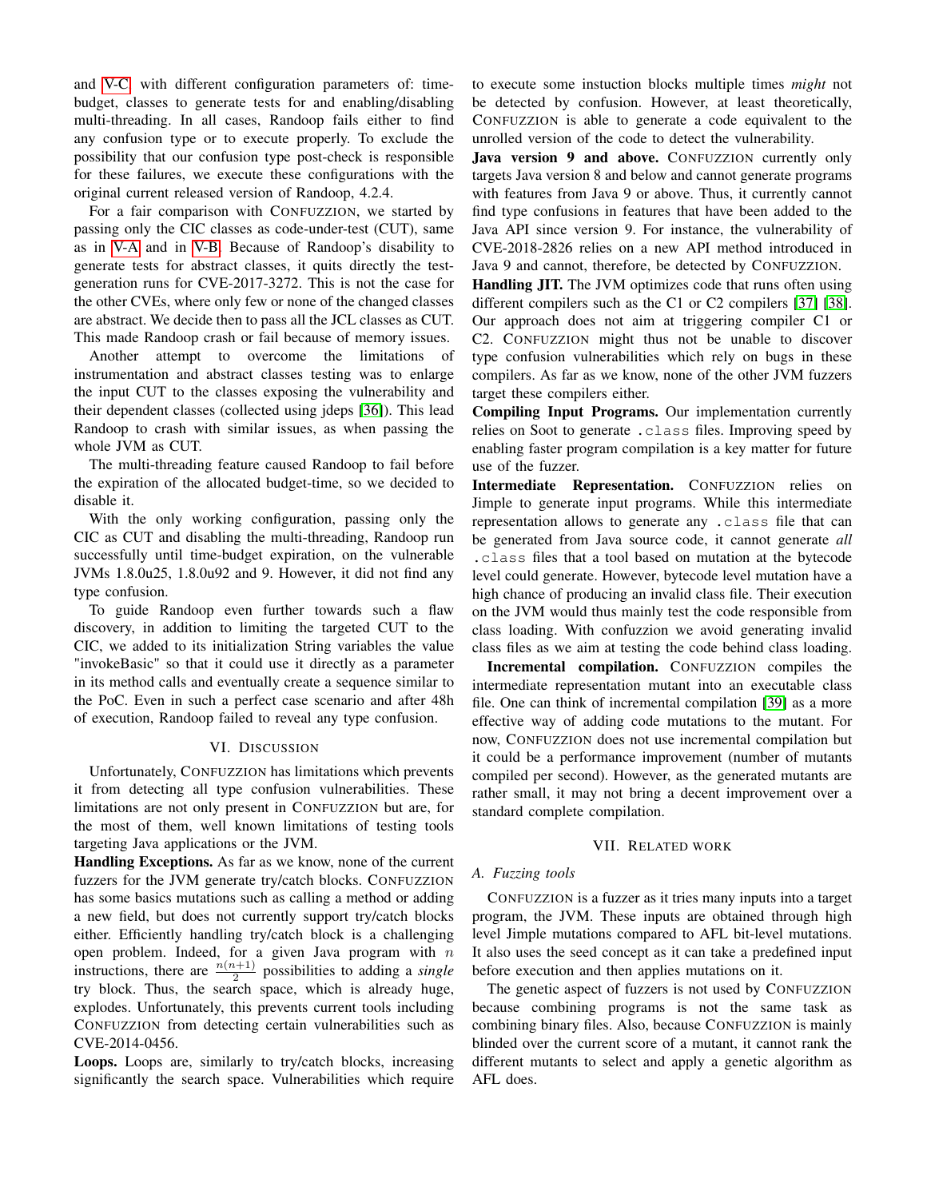and V-C with different configuration parameters of: time-budget, classes to generate tests for and enabling/disabling multi-threading. In all cases, Randoop fails either to find any confusion type or to execute properly. To exclude the possibility that our confusion type post-check is responsible for these failures, we execute these configurations with the original current released version of Randoop, 4.2.4.

For a fair comparison with CONFUZZION, we started by passing only the CIC classes as code-under-test (CUT), same as in V-A and in V-B. Because of Randoop's disability to generate tests for abstract classes, it quits directly the test-generation runs for CVE-2017-3272. This is not the case for the other CVEs, where only few or none of the changed classes are abstract. We decide then to pass all the JCL classes as CUT. This made Randoop crash or fail because of memory issues.

Another attempt to overcome the limitations of instrumentation and abstract classes testing was to enlarge the input CUT to the classes exposing the vulnerability and their dependent classes (collected using jdeps [36]). This lead Randoop to crash with similar issues, as when passing the whole JVM as CUT.

The multi-threading feature caused Randoop to fail before the expiration of the allocated budget-time, so we decided to disable it.

With the only working configuration, passing only the CIC as CUT and disabling the multi-threading, Randoop run successfully until time-budget expiration, on the vulnerable JVMs 1.8.0u25, 1.8.0u92 and 9. However, it did not find any type confusion.

To guide Randoop even further towards such a flaw discovery, in addition to limiting the targeted CUT to the CIC, we added to its initialization String variables the value "invokeBasic" so that it could use it directly as a parameter in its method calls and eventually create a sequence similar to the PoC. Even in such a perfect case scenario and after 48h of execution, Randoop failed to reveal any type confusion.

## VI. DISCUSSION

Unfortunately, CONFUZZION has limitations which prevents it from detecting all type confusion vulnerabilities. These limitations are not only present in CONFUZZION but are, for the most of them, well known limitations of testing tools targeting Java applications or the JVM.

**Handling Exceptions.** As far as we know, none of the current fuzzers for the JVM generate try/catch blocks. CONFUZZION has some basics mutations such as calling a method or adding a new field, but does not currently support try/catch blocks either. Efficiently handling try/catch block is a challenging open problem. Indeed, for a given Java program with $n$ instructions, there are $\frac{n(n+1)}{2}$ possibilities to adding a *single* try block. Thus, the search space, which is already huge, explodes. Unfortunately, this prevents current tools including CONFUZZION from detecting certain vulnerabilities such as CVE-2014-0456.

**Loops.** Loops are, similarly to try/catch blocks, increasing significantly the search space. Vulnerabilities which require to execute some instuction blocks multiple times *might* not be detected by confusion. However, at least theoretically, CONFUZZION is able to generate a code equivalent to the unrolled version of the code to detect the vulnerability.

**Java version 9 and above.** CONFUZZION currently only targets Java version 8 and below and cannot generate programs with features from Java 9 or above. Thus, it currently cannot find type confusions in features that have been added to the Java API since version 9. For instance, the vulnerability of CVE-2018-2826 relies on a new API method introduced in Java 9 and cannot, therefore, be detected by CONFUZZION.

**Handling JIT.** The JVM optimizes code that runs often using different compilers such as the C1 or C2 compilers [37] [38]. Our approach does not aim at triggering compiler C1 or C2. CONFUZZION might thus not be unable to discover type confusion vulnerabilities which rely on bugs in these compilers. As far as we know, none of the other JVM fuzzers target these compilers either.

**Compiling Input Programs.** Our implementation currently relies on Soot to generate `.class` files. Improving speed by enabling faster program compilation is a key matter for future use of the fuzzer.

**Intermediate Representation.** CONFUZZION relies on Jimple to generate input programs. While this intermediate representation allows to generate any `.class` file that can be generated from Java source code, it cannot generate *all* `.class` files that a tool based on mutation at the bytecode level could generate. However, bytecode level mutation have a high chance of producing an invalid class file. Their execution on the JVM would thus mainly test the code responsible from class loading. With confuzzion we avoid generating invalid class files as we aim at testing the code behind class loading.

**Incremental compilation.** CONFUZZION compiles the intermediate representation mutant into an executable class file. One can think of incremental compilation [39] as a more effective way of adding code mutations to the mutant. For now, CONFUZZION does not use incremental compilation but it could be a performance improvement (number of mutants compiled per second). However, as the generated mutants are rather small, it may not bring a decent improvement over a standard complete compilation.

## VII. RELATED WORK

### A. Fuzzing tools

CONFUZZION is a fuzzer as it tries many inputs into a target program, the JVM. These inputs are obtained through high level Jimple mutations compared to AFL bit-level mutations. It also uses the seed concept as it can take a predefined input before execution and then applies mutations on it.

The genetic aspect of fuzzers is not used by CONFUZZION because combining programs is not the same task as combining binary files. Also, because CONFUZZION is mainly blinded over the current score of a mutant, it cannot rank the different mutants to select and apply a genetic algorithm as AFL does.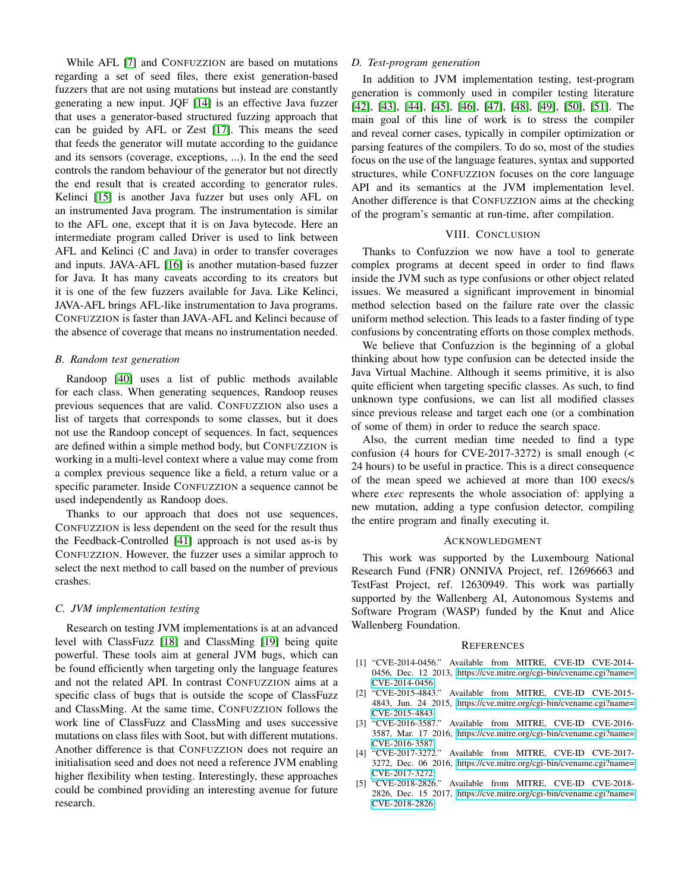While AFL [7] and CONFUZZION are based on mutations regarding a set of seed files, there exist generation-based fuzzers that are not using mutations but instead are constantly generating a new input. JQF [14] is an effective Java fuzzer that uses a generator-based structured fuzzing approach that can be guided by AFL or Zest [17]. This means the seed that feeds the generator will mutate according to the guidance and its sensors (coverage, exceptions, ...). In the end the seed controls the random behaviour of the generator but not directly the end result that is created according to generator rules. Kelinci [15] is another Java fuzzer but uses only AFL on an instrumented Java program. The instrumentation is similar to the AFL one, except that it is on Java bytecode. Here an intermediate program called Driver is used to link between AFL and Kelinci (C and Java) in order to transfer coverages and inputs. JAVA-AFL [16] is another mutation-based fuzzer for Java. It has many caveats according to its creators but it is one of the few fuzzers available for Java. Like Kelinci, JAVA-AFL brings AFL-like instrumentation to Java programs. CONFUZZION is faster than JAVA-AFL and Kelinci because of the absence of coverage that means no instrumentation needed.

### B. Random test generation

Randoop [40] uses a list of public methods available for each class. When generating sequences, Randoop reuses previous sequences that are valid. CONFUZZION also uses a list of targets that corresponds to some classes, but it does not use the Randoop concept of sequences. In fact, sequences are defined within a simple method body, but CONFUZZION is working in a multi-level context where a value may come from a complex previous sequence like a field, a return value or a specific parameter. Inside CONFUZZION a sequence cannot be used independently as Randoop does.

Thanks to our approach that does not use sequences, CONFUZZION is less dependent on the seed for the result thus the Feedback-Controlled [41] approach is not used as-is by CONFUZZION. However, the fuzzer uses a similar approch to select the next method to call based on the number of previous crashes.

### C. JVM implementation testing

Research on testing JVM implementations is at an advanced level with ClassFuzz [18] and ClassMing [19] being quite powerful. These tools aim at general JVM bugs, which can be found efficiently when targeting only the language features and not the related API. In contrast CONFUZZION aims at a specific class of bugs that is outside the scope of ClassFuzz and ClassMing. At the same time, CONFUZZION follows the work line of ClassFuzz and ClassMing and uses successive mutations on class files with Soot, but with different mutations. Another difference is that CONFUZZION does not require an initialisation seed and does not need a reference JVM enabling higher flexibility when testing. Interestingly, these approaches could be combined providing an interesting avenue for future research.

### D. Test-program generation

In addition to JVM implementation testing, test-program generation is commonly used in compiler testing literature [42], [43], [44], [45], [46], [47], [48], [49], [50], [51]. The main goal of this line of work is to stress the compiler and reveal corner cases, typically in compiler optimization or parsing features of the compilers. To do so, most of the studies focus on the use of the language features, syntax and supported structures, while CONFUZZION focuses on the core language API and its semantics at the JVM implementation level. Another difference is that CONFUZZION aims at the checking of the program's semantic at run-time, after compilation.

## VIII. CONCLUSION

Thanks to Confuzzion we now have a tool to generate complex programs at decent speed in order to find flaws inside the JVM such as type confusions or other object related issues. We measured a significant improvement in binomial method selection based on the failure rate over the classic uniform method selection. This leads to a faster finding of type confusions by concentrating efforts on those complex methods.

We believe that Confuzzion is the beginning of a global thinking about how type confusion can be detected inside the Java Virtual Machine. Although it seems primitive, it is also quite efficient when targeting specific classes. As such, to find unknown type confusions, we can list all modified classes since previous release and target each one (or a combination of some of them) in order to reduce the search space.

Also, the current median time needed to find a type confusion (4 hours for CVE-2017-3272) is small enough (< 24 hours) to be useful in practice. This is a direct consequence of the mean speed we achieved at more than 100 execs/s where *exec* represents the whole association of: applying a new mutation, adding a type confusion detector, compiling the entire program and finally executing it.

## ACKNOWLEDGMENT

This work was supported by the Luxembourg National Research Fund (FNR) ONNIVA Project, ref. 12696663 and TestFast Project, ref. 12630949. This work was partially supported by the Wallenberg AI, Autonomous Systems and Software Program (WASP) funded by the Knut and Alice Wallenberg Foundation.

## REFERENCES

[1] "CVE-2014-0456." Available from MITRE, CVE-ID CVE-2014-0456, Dec. 12 2013, https://cve.mitre.org/cgi-bin/cvename.cgi?name=CVE-2014-0456.

[2] "CVE-2015-4843." Available from MITRE, CVE-ID CVE-2015-4843, Jun. 24 2015, https://cve.mitre.org/cgi-bin/cvename.cgi?name=CVE-2015-4843.

[3] "CVE-2016-3587." Available from MITRE, CVE-ID CVE-2016-3587, Mar. 17 2016, https://cve.mitre.org/cgi-bin/cvename.cgi?name=CVE-2016-3587.

[4] "CVE-2017-3272." Available from MITRE, CVE-ID CVE-2017-3272, Dec. 06 2016, https://cve.mitre.org/cgi-bin/cvename.cgi?name=CVE-2017-3272.

[5] "CVE-2018-2826." Available from MITRE, CVE-ID CVE-2018-2826, Dec. 15 2017, https://cve.mitre.org/cgi-bin/cvename.cgi?name=CVE-2018-2826.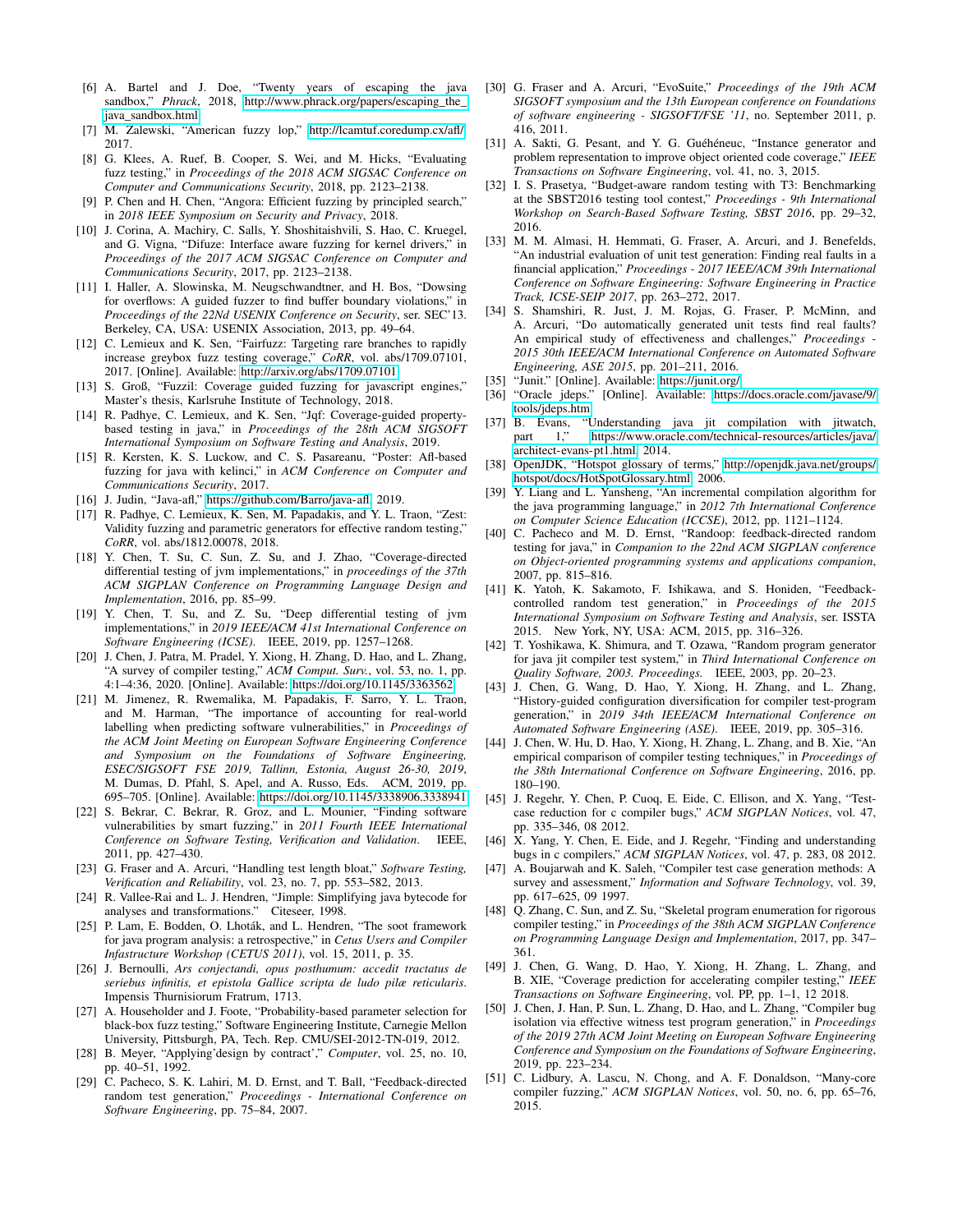[6] A. Bartel and J. Doe, "Twenty years of escaping the java sandbox," *Phrack*, 2018, http://www.phrack.org/papers/escaping_the_java_sandbox.html.

[7] M. Zalewski, "American fuzzy lop," http://lcamtuf.coredump.cx/afl/, 2017.

[8] G. Klees, A. Ruef, B. Cooper, S. Wei, and M. Hicks, "Evaluating fuzz testing," in *Proceedings of the 2018 ACM SIGSAC Conference on Computer and Communications Security*, 2018, pp. 2123–2138.

[9] P. Chen and H. Chen, "Angora: Efficient fuzzing by principled search," in *2018 IEEE Symposium on Security and Privacy*, 2018.

[10] J. Corina, A. Machiry, C. Salls, Y. Shoshitaishvili, S. Hao, C. Kruegel, and G. Vigna, "Difuze: Interface aware fuzzing for kernel drivers," in *Proceedings of the 2017 ACM SIGSAC Conference on Computer and Communications Security*, 2017, pp. 2123–2138.

[11] I. Haller, A. Slowinska, M. Neugschwandtner, and H. Bos, "Dowsing for overflows: A guided fuzzer to find buffer boundary violations," in *Proceedings of the 22Nd USENIX Conference on Security*, ser. SEC'13. Berkeley, CA, USA: USENIX Association, 2013, pp. 49–64.

[12] C. Lemieux and K. Sen, "Fairfuzz: Targeting rare branches to rapidly increase greybox fuzz testing coverage," *CoRR*, vol. abs/1709.07101, 2017. [Online]. Available: http://arxiv.org/abs/1709.07101

[13] S. Groß, "Fuzzil: Coverage guided fuzzing for javascript engines," Master's thesis, Karlsruhe Institute of Technology, 2018.

[14] R. Padhye, C. Lemieux, and K. Sen, "Jqf: Coverage-guided property-based testing in java," in *Proceedings of the 28th ACM SIGSOFT International Symposium on Software Testing and Analysis*, 2019.

[15] R. Kersten, K. S. Luckow, and C. S. Pasareanu, "Poster: Afl-based fuzzing for java with kelinci," in *ACM Conference on Computer and Communications Security*, 2017.

[16] J. Judin, "Java-afl," https://github.com/Barro/java-afl, 2019.

[17] R. Padhye, C. Lemieux, K. Sen, M. Papadakis, and Y. L. Traon, "Zest: Validity fuzzing and parametric generators for effective random testing," *CoRR*, vol. abs/1812.00078, 2018.

[18] Y. Chen, T. Su, C. Sun, Z. Su, and J. Zhao, "Coverage-directed differential testing of jvm implementations," in *proceedings of the 37th ACM SIGPLAN Conference on Programming Language Design and Implementation*, 2016, pp. 85–99.

[19] Y. Chen, T. Su, and Z. Su, "Deep differential testing of jvm implementations," in *2019 IEEE/ACM 41st International Conference on Software Engineering (ICSE)*. IEEE, 2019, pp. 1257–1268.

[20] J. Chen, J. Patra, M. Pradel, Y. Xiong, H. Zhang, D. Hao, and L. Zhang, "A survey of compiler testing," *ACM Comput. Surv.*, vol. 53, no. 1, pp. 4:1–4:36, 2020. [Online]. Available: https://doi.org/10.1145/3363562

[21] M. Jimenez, R. Rwemalika, M. Papadakis, F. Sarro, Y. L. Traon, and M. Harman, "The importance of accounting for real-world labelling when predicting software vulnerabilities," in *Proceedings of the ACM Joint Meeting on European Software Engineering Conference and Symposium on the Foundations of Software Engineering, ESEC/SIGSOFT FSE 2019, Tallinn, Estonia, August 26-30, 2019*, M. Dumas, D. Pfahl, S. Apel, and A. Russo, Eds. ACM, 2019, pp. 695–705. [Online]. Available: https://doi.org/10.1145/3338906.3338941

[22] S. Bekrar, C. Bekrar, R. Groz, and L. Mounier, "Finding software vulnerabilities by smart fuzzing," in *2011 Fourth IEEE International Conference on Software Testing, Verification and Validation*. IEEE, 2011, pp. 427–430.

[23] G. Fraser and A. Arcuri, "Handling test length bloat," *Software Testing, Verification and Reliability*, vol. 23, no. 7, pp. 553–582, 2013.

[24] R. Vallee-Rai and L. J. Hendren, "Jimple: Simplifying java bytecode for analyses and transformations." Citeseer, 1998.

[25] P. Lam, E. Bodden, O. Lhoták, and L. Hendren, "The soot framework for java program analysis: a retrospective," in *Cetus Users and Compiler Infastructure Workshop (CETUS 2011)*, vol. 15, 2011, p. 35.

[26] J. Bernoulli, *Ars conjectandi, opus posthumum: accedit tractatus de seriebus infinitis, et epistola Gallice scripta de ludo pilæ reticularis*. Impensis Thurnisiorum Fratrum, 1713.

[27] A. Householder and J. Foote, "Probability-based parameter selection for black-box fuzz testing," Software Engineering Institute, Carnegie Mellon University, Pittsburgh, PA, Tech. Rep. CMU/SEI-2012-TN-019, 2012.

[28] B. Meyer, "Applying'design by contract'," *Computer*, vol. 25, no. 10, pp. 40–51, 1992.

[29] C. Pacheco, S. K. Lahiri, M. D. Ernst, and T. Ball, "Feedback-directed random test generation," *Proceedings - International Conference on Software Engineering*, pp. 75–84, 2007.

[30] G. Fraser and A. Arcuri, "EvoSuite," *Proceedings of the 19th ACM SIGSOFT symposium and the 13th European conference on Foundations of software engineering - SIGSOFT/FSE '11*, no. September 2011, p. 416, 2011.

[31] A. Sakti, G. Pesant, and Y. G. Guéhéneuc, "Instance generator and problem representation to improve object oriented code coverage," *IEEE Transactions on Software Engineering*, vol. 41, no. 3, 2015.

[32] I. S. Prasetya, "Budget-aware random testing with T3: Benchmarking at the SBST2016 testing tool contest," *Proceedings - 9th International Workshop on Search-Based Software Testing, SBST 2016*, pp. 29–32, 2016.

[33] M. M. Almasi, H. Hemmati, G. Fraser, A. Arcuri, and J. Benefelds, "An industrial evaluation of unit test generation: Finding real faults in a financial application," *Proceedings - 2017 IEEE/ACM 39th International Conference on Software Engineering: Software Engineering in Practice Track, ICSE-SEIP 2017*, pp. 263–272, 2017.

[34] S. Shamshiri, R. Just, J. M. Rojas, G. Fraser, P. McMinn, and A. Arcuri, "Do automatically generated unit tests find real faults? An empirical study of effectiveness and challenges," *Proceedings - 2015 30th IEEE/ACM International Conference on Automated Software Engineering, ASE 2015*, pp. 201–211, 2016.

[35] "Junit." [Online]. Available: https://junit.org/

[36] "Oracle jdeps." [Online]. Available: https://docs.oracle.com/javase/9/tools/jdeps.htm

[37] B. Evans, "Understanding java jit compilation with jitwatch, part 1," https://www.oracle.com/technical-resources/articles/java/architect-evans-pt1.html, 2014.

[38] OpenJDK, "Hotspot glossary of terms," http://openjdk.java.net/groups/hotspot/docs/HotSpotGlossary.html, 2006.

[39] Y. Liang and L. Yansheng, "An incremental compilation algorithm for the java programming language," in *2012 7th International Conference on Computer Science Education (ICCSE)*, 2012, pp. 1121–1124.

[40] C. Pacheco and M. D. Ernst, "Randoop: feedback-directed random testing for java," in *Companion to the 22nd ACM SIGPLAN conference on Object-oriented programming systems and applications companion*, 2007, pp. 815–816.

[41] K. Yatoh, K. Sakamoto, F. Ishikawa, and S. Honiden, "Feedback-controlled random test generation," in *Proceedings of the 2015 International Symposium on Software Testing and Analysis*, ser. ISSTA 2015. New York, NY, USA: ACM, 2015, pp. 316–326.

[42] T. Yoshikawa, K. Shimura, and T. Ozawa, "Random program generator for java jit compiler test system," in *Third International Conference on Quality Software, 2003. Proceedings.* IEEE, 2003, pp. 20–23.

[43] J. Chen, G. Wang, D. Hao, Y. Xiong, H. Zhang, and L. Zhang, "History-guided configuration diversification for compiler test-program generation," in *2019 34th IEEE/ACM International Conference on Automated Software Engineering (ASE)*. IEEE, 2019, pp. 305–316.

[44] J. Chen, W. Hu, D. Hao, Y. Xiong, H. Zhang, L. Zhang, and B. Xie, "An empirical comparison of compiler testing techniques," in *Proceedings of the 38th International Conference on Software Engineering*, 2016, pp. 180–190.

[45] J. Regehr, Y. Chen, P. Cuoq, E. Eide, C. Ellison, and X. Yang, "Test-case reduction for c compiler bugs," *ACM SIGPLAN Notices*, vol. 47, pp. 335–346, 08 2012.

[46] X. Yang, Y. Chen, E. Eide, and J. Regehr, "Finding and understanding bugs in c compilers," *ACM SIGPLAN Notices*, vol. 47, p. 283, 08 2012.

[47] A. Boujarwah and K. Saleh, "Compiler test case generation methods: A survey and assessment," *Information and Software Technology*, vol. 39, pp. 617–625, 09 1997.

[48] Q. Zhang, C. Sun, and Z. Su, "Skeletal program enumeration for rigorous compiler testing," in *Proceedings of the 38th ACM SIGPLAN Conference on Programming Language Design and Implementation*, 2017, pp. 347–361.

[49] J. Chen, G. Wang, D. Hao, Y. Xiong, H. Zhang, L. Zhang, and B. XIE, "Coverage prediction for accelerating compiler testing," *IEEE Transactions on Software Engineering*, vol. PP, pp. 1–1, 12 2018.

[50] J. Chen, J. Han, P. Sun, L. Zhang, D. Hao, and L. Zhang, "Compiler bug isolation via effective witness test program generation," in *Proceedings of the 2019 27th ACM Joint Meeting on European Software Engineering Conference and Symposium on the Foundations of Software Engineering*, 2019, pp. 223–234.

[51] C. Lidbury, A. Lascu, N. Chong, and A. F. Donaldson, "Many-core compiler fuzzing," *ACM SIGPLAN Notices*, vol. 50, no. 6, pp. 65–76, 2015.